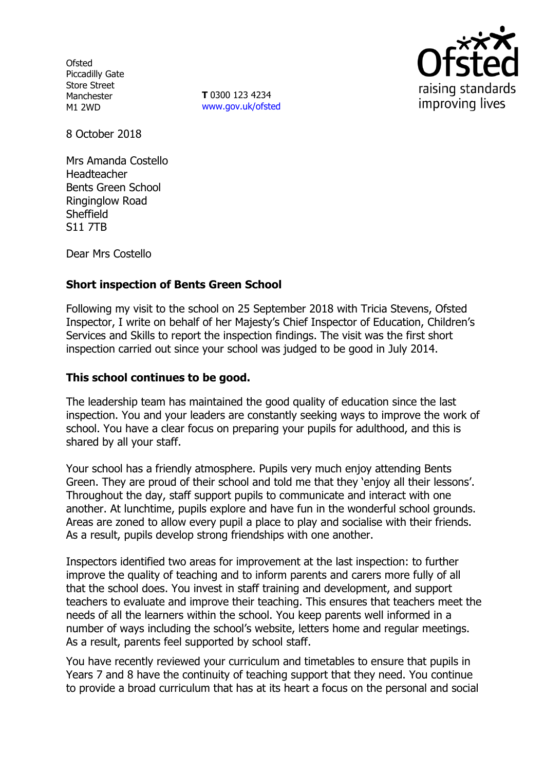Ofsted
Piccadilly Gate
Store Street
Manchester
M1 2WD

**T** 0300 123 4234
www.gov.uk/ofsted

8 October 2018

Mrs Amanda Costello
Headteacher
Bents Green School
Ringinglow Road
Sheffield
S11 7TB

Dear Mrs Costello

**Short inspection of Bents Green School**

Following my visit to the school on 25 September 2018 with Tricia Stevens, Ofsted Inspector, I write on behalf of her Majesty's Chief Inspector of Education, Children's Services and Skills to report the inspection findings. The visit was the first short inspection carried out since your school was judged to be good in July 2014.

**This school continues to be good.**

The leadership team has maintained the good quality of education since the last inspection. You and your leaders are constantly seeking ways to improve the work of school. You have a clear focus on preparing your pupils for adulthood, and this is shared by all your staff.

Your school has a friendly atmosphere. Pupils very much enjoy attending Bents Green. They are proud of their school and told me that they 'enjoy all their lessons'. Throughout the day, staff support pupils to communicate and interact with one another. At lunchtime, pupils explore and have fun in the wonderful school grounds. Areas are zoned to allow every pupil a place to play and socialise with their friends. As a result, pupils develop strong friendships with one another.

Inspectors identified two areas for improvement at the last inspection: to further improve the quality of teaching and to inform parents and carers more fully of all that the school does. You invest in staff training and development, and support teachers to evaluate and improve their teaching. This ensures that teachers meet the needs of all the learners within the school. You keep parents well informed in a number of ways including the school's website, letters home and regular meetings. As a result, parents feel supported by school staff.

You have recently reviewed your curriculum and timetables to ensure that pupils in Years 7 and 8 have the continuity of teaching support that they need. You continue to provide a broad curriculum that has at its heart a focus on the personal and social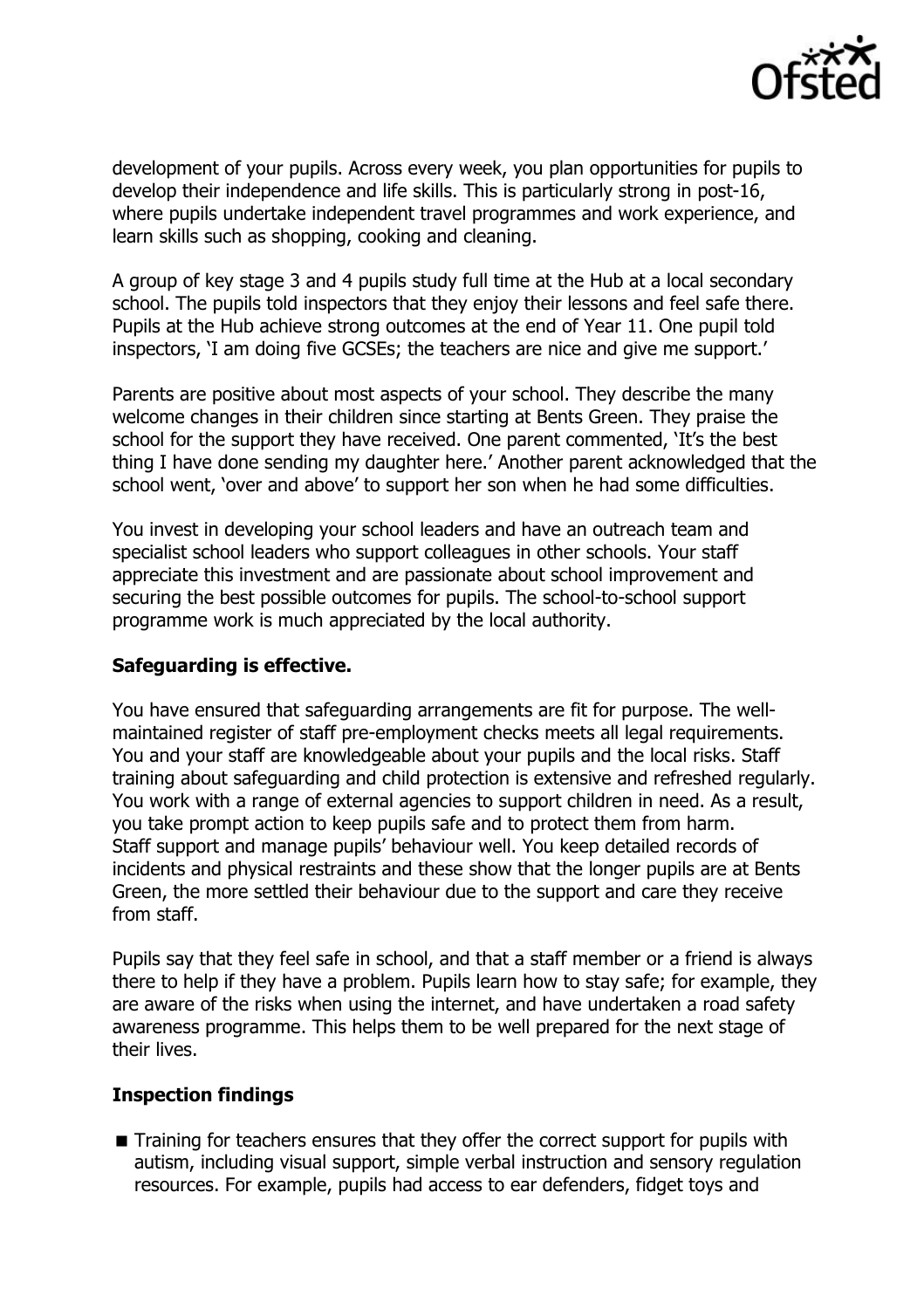development of your pupils. Across every week, you plan opportunities for pupils to develop their independence and life skills. This is particularly strong in post-16, where pupils undertake independent travel programmes and work experience, and learn skills such as shopping, cooking and cleaning.

A group of key stage 3 and 4 pupils study full time at the Hub at a local secondary school. The pupils told inspectors that they enjoy their lessons and feel safe there. Pupils at the Hub achieve strong outcomes at the end of Year 11. One pupil told inspectors, 'I am doing five GCSEs; the teachers are nice and give me support.'

Parents are positive about most aspects of your school. They describe the many welcome changes in their children since starting at Bents Green. They praise the school for the support they have received. One parent commented, 'It's the best thing I have done sending my daughter here.' Another parent acknowledged that the school went, 'over and above' to support her son when he had some difficulties.

You invest in developing your school leaders and have an outreach team and specialist school leaders who support colleagues in other schools. Your staff appreciate this investment and are passionate about school improvement and securing the best possible outcomes for pupils. The school-to-school support programme work is much appreciated by the local authority.

## Safeguarding is effective.

You have ensured that safeguarding arrangements are fit for purpose. The well-maintained register of staff pre-employment checks meets all legal requirements. You and your staff are knowledgeable about your pupils and the local risks. Staff training about safeguarding and child protection is extensive and refreshed regularly. You work with a range of external agencies to support children in need. As a result, you take prompt action to keep pupils safe and to protect them from harm. Staff support and manage pupils' behaviour well. You keep detailed records of incidents and physical restraints and these show that the longer pupils are at Bents Green, the more settled their behaviour due to the support and care they receive from staff.

Pupils say that they feel safe in school, and that a staff member or a friend is always there to help if they have a problem. Pupils learn how to stay safe; for example, they are aware of the risks when using the internet, and have undertaken a road safety awareness programme. This helps them to be well prepared for the next stage of their lives.

## Inspection findings

- Training for teachers ensures that they offer the correct support for pupils with autism, including visual support, simple verbal instruction and sensory regulation resources. For example, pupils had access to ear defenders, fidget toys and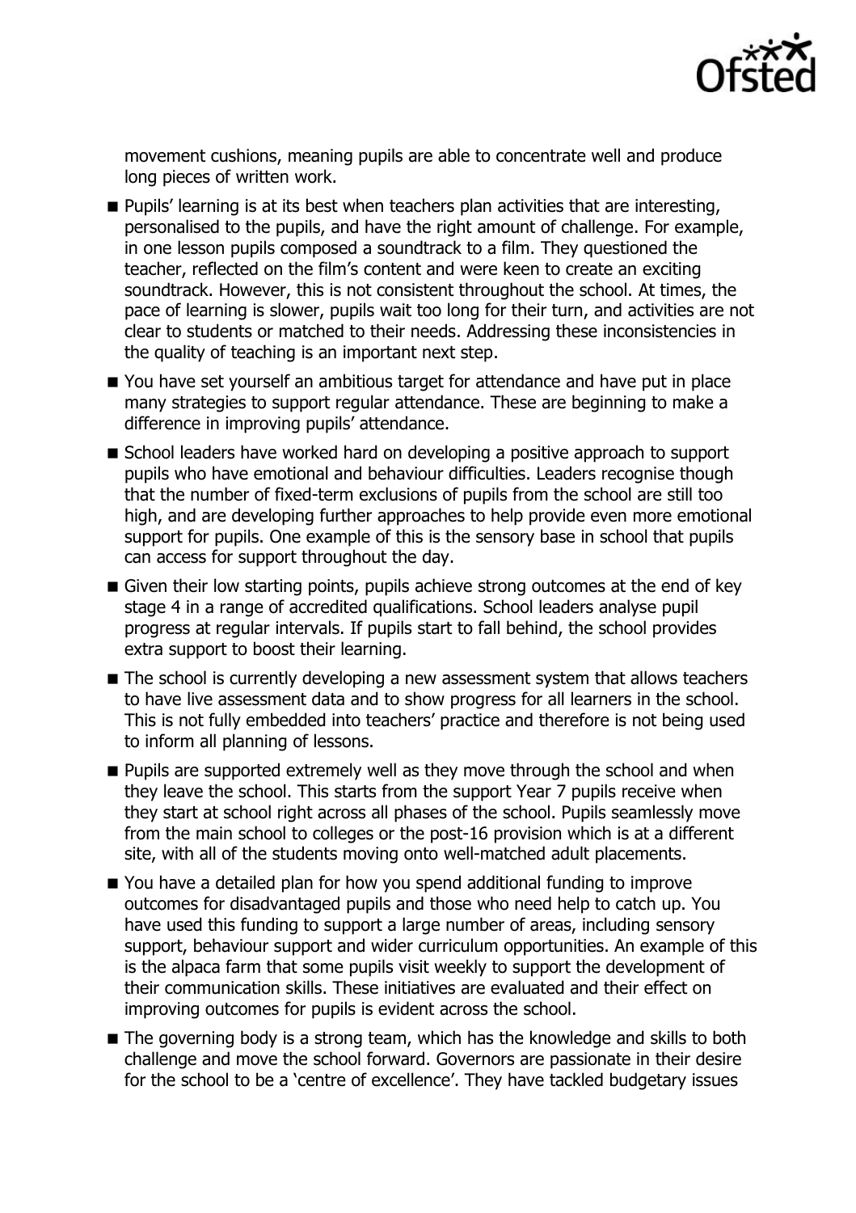movement cushions, meaning pupils are able to concentrate well and produce long pieces of written work.

- Pupils' learning is at its best when teachers plan activities that are interesting, personalised to the pupils, and have the right amount of challenge. For example, in one lesson pupils composed a soundtrack to a film. They questioned the teacher, reflected on the film's content and were keen to create an exciting soundtrack. However, this is not consistent throughout the school. At times, the pace of learning is slower, pupils wait too long for their turn, and activities are not clear to students or matched to their needs. Addressing these inconsistencies in the quality of teaching is an important next step.
- You have set yourself an ambitious target for attendance and have put in place many strategies to support regular attendance. These are beginning to make a difference in improving pupils' attendance.
- School leaders have worked hard on developing a positive approach to support pupils who have emotional and behaviour difficulties. Leaders recognise though that the number of fixed-term exclusions of pupils from the school are still too high, and are developing further approaches to help provide even more emotional support for pupils. One example of this is the sensory base in school that pupils can access for support throughout the day.
- Given their low starting points, pupils achieve strong outcomes at the end of key stage 4 in a range of accredited qualifications. School leaders analyse pupil progress at regular intervals. If pupils start to fall behind, the school provides extra support to boost their learning.
- The school is currently developing a new assessment system that allows teachers to have live assessment data and to show progress for all learners in the school. This is not fully embedded into teachers' practice and therefore is not being used to inform all planning of lessons.
- Pupils are supported extremely well as they move through the school and when they leave the school. This starts from the support Year 7 pupils receive when they start at school right across all phases of the school. Pupils seamlessly move from the main school to colleges or the post-16 provision which is at a different site, with all of the students moving onto well-matched adult placements.
- You have a detailed plan for how you spend additional funding to improve outcomes for disadvantaged pupils and those who need help to catch up. You have used this funding to support a large number of areas, including sensory support, behaviour support and wider curriculum opportunities. An example of this is the alpaca farm that some pupils visit weekly to support the development of their communication skills. These initiatives are evaluated and their effect on improving outcomes for pupils is evident across the school.
- The governing body is a strong team, which has the knowledge and skills to both challenge and move the school forward. Governors are passionate in their desire for the school to be a 'centre of excellence'. They have tackled budgetary issues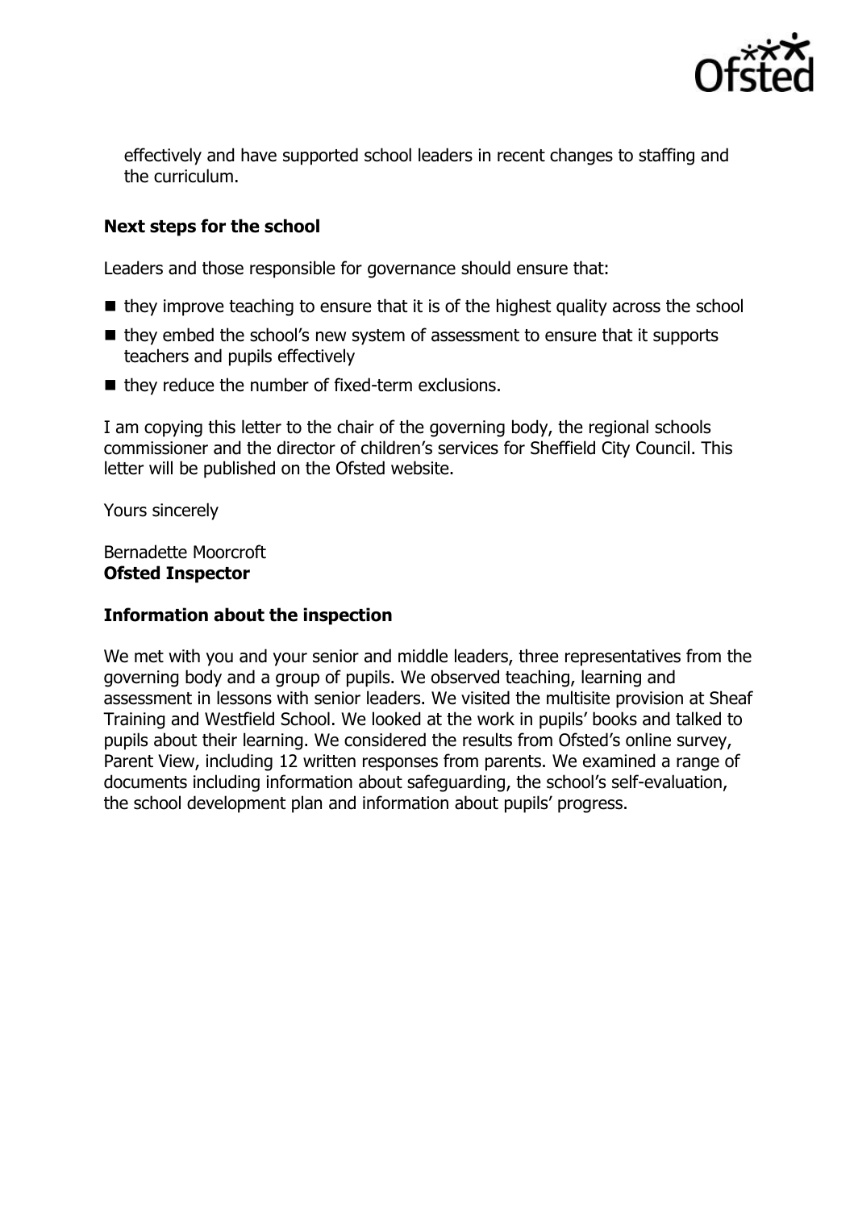effectively and have supported school leaders in recent changes to staffing and the curriculum.

### Next steps for the school

Leaders and those responsible for governance should ensure that:

- they improve teaching to ensure that it is of the highest quality across the school
- they embed the school's new system of assessment to ensure that it supports teachers and pupils effectively
- they reduce the number of fixed-term exclusions.

I am copying this letter to the chair of the governing body, the regional schools commissioner and the director of children's services for Sheffield City Council. This letter will be published on the Ofsted website.

Yours sincerely

Bernadette Moorcroft
**Ofsted Inspector**

### Information about the inspection

We met with you and your senior and middle leaders, three representatives from the governing body and a group of pupils. We observed teaching, learning and assessment in lessons with senior leaders. We visited the multisite provision at Sheaf Training and Westfield School. We looked at the work in pupils' books and talked to pupils about their learning. We considered the results from Ofsted's online survey, Parent View, including 12 written responses from parents. We examined a range of documents including information about safeguarding, the school's self-evaluation, the school development plan and information about pupils' progress.